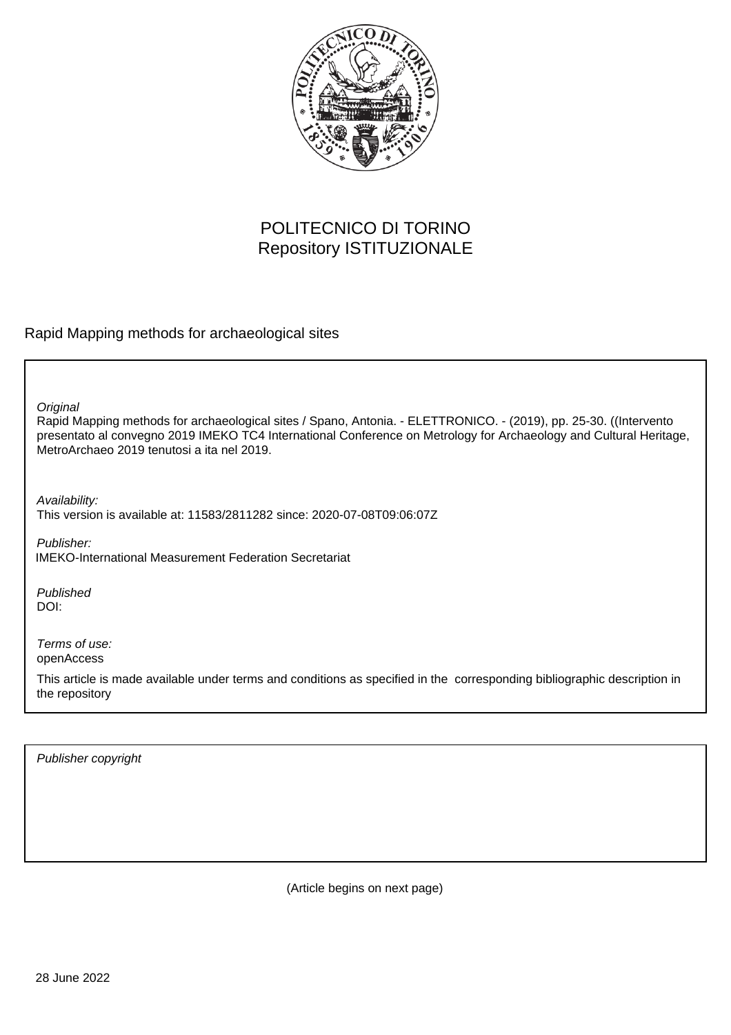POLITECNICO DI TORINO
Repository ISTITUZIONALE

Rapid Mapping methods for archaeological sites

*Original*

Rapid Mapping methods for archaeological sites / Spano, Antonia. - ELETTRONICO. - (2019), pp. 25-30. ((Intervento presentato al convegno 2019 IMEKO TC4 International Conference on Metrology for Archaeology and Cultural Heritage, MetroArchaeo 2019 tenutosi a ita nel 2019.

*Availability:*

This version is available at: 11583/2811282 since: 2020-07-08T09:06:07Z

*Publisher:*

IMEKO-International Measurement Federation Secretariat

*Published*

DOI:

*Terms of use:*

openAccess

This article is made available under terms and conditions as specified in the corresponding bibliographic description in the repository

*Publisher copyright*

(Article begins on next page)

28 June 2022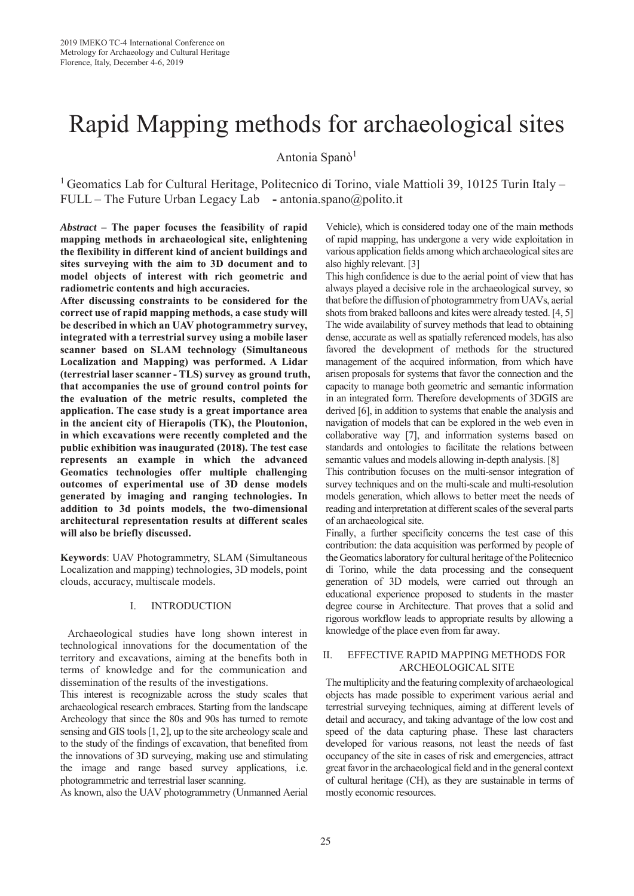# Rapid Mapping methods for archaeological sites

Antonia Spanò[1]

[1] Geomatics Lab for Cultural Heritage, Politecnico di Torino, viale Mattioli 39, 10125 Turin Italy – FULL – The Future Urban Legacy Lab - antonia.spano@polito.it

***Abstract* – The paper focuses the feasibility of rapid mapping methods in archaeological site, enlightening the flexibility in different kind of ancient buildings and sites surveying with the aim to 3D document and to model objects of interest with rich geometric and radiometric contents and high accuracies.**

**After discussing constraints to be considered for the correct use of rapid mapping methods, a case study will be described in which an UAV photogrammetry survey, integrated with a terrestrial survey using a mobile laser scanner based on SLAM technology (Simultaneous Localization and Mapping) was performed. A Lidar (terrestrial laser scanner - TLS) survey as ground truth, that accompanies the use of ground control points for the evaluation of the metric results, completed the application. The case study is a great importance area in the ancient city of Hierapolis (TK), the Ploutonion, in which excavations were recently completed and the public exhibition was inaugurated (2018). The test case represents an example in which the advanced Geomatics technologies offer multiple challenging outcomes of experimental use of 3D dense models generated by imaging and ranging technologies. In addition to 3d points models, the two-dimensional architectural representation results at different scales will also be briefly discussed.**

**Keywords**: UAV Photogrammetry, SLAM (Simultaneous Localization and mapping) technologies, 3D models, point clouds, accuracy, multiscale models.

## I. INTRODUCTION

Archaeological studies have long shown interest in technological innovations for the documentation of the territory and excavations, aiming at the benefits both in terms of knowledge and for the communication and dissemination of the results of the investigations.

This interest is recognizable across the study scales that archaeological research embraces. Starting from the landscape Archeology that since the 80s and 90s has turned to remote sensing and GIS tools [1, 2], up to the site archeology scale and to the study of the findings of excavation, that benefited from the innovations of 3D surveying, making use and stimulating the image and range based survey applications, i.e. photogrammetric and terrestrial laser scanning.

As known, also the UAV photogrammetry (Unmanned Aerial Vehicle), which is considered today one of the main methods of rapid mapping, has undergone a very wide exploitation in various application fields among which archaeological sites are also highly relevant. [3]

This high confidence is due to the aerial point of view that has always played a decisive role in the archaeological survey, so that before the diffusion of photogrammetry from UAVs, aerial shots from braked balloons and kites were already tested. [4, 5]

The wide availability of survey methods that lead to obtaining dense, accurate as well as spatially referenced models, has also favored the development of methods for the structured management of the acquired information, from which have arisen proposals for systems that favor the connection and the capacity to manage both geometric and semantic information in an integrated form. Therefore developments of 3DGIS are derived [6], in addition to systems that enable the analysis and navigation of models that can be explored in the web even in collaborative way [7], and information systems based on standards and ontologies to facilitate the relations between semantic values and models allowing in-depth analysis. [8]

This contribution focuses on the multi-sensor integration of survey techniques and on the multi-scale and multi-resolution models generation, which allows to better meet the needs of reading and interpretation at different scales of the several parts of an archaeological site.

Finally, a further specificity concerns the test case of this contribution: the data acquisition was performed by people of the Geomatics laboratory for cultural heritage of the Politecnico di Torino, while the data processing and the consequent generation of 3D models, were carried out through an educational experience proposed to students in the master degree course in Architecture. That proves that a solid and rigorous workflow leads to appropriate results by allowing a knowledge of the place even from far away.

## II. EFFECTIVE RAPID MAPPING METHODS FOR ARCHEOLOGICAL SITE

The multiplicity and the featuring complexity of archaeological objects has made possible to experiment various aerial and terrestrial surveying techniques, aiming at different levels of detail and accuracy, and taking advantage of the low cost and speed of the data capturing phase. These last characters developed for various reasons, not least the needs of fast occupancy of the site in cases of risk and emergencies, attract great favor in the archaeological field and in the general context of cultural heritage (CH), as they are sustainable in terms of mostly economic resources.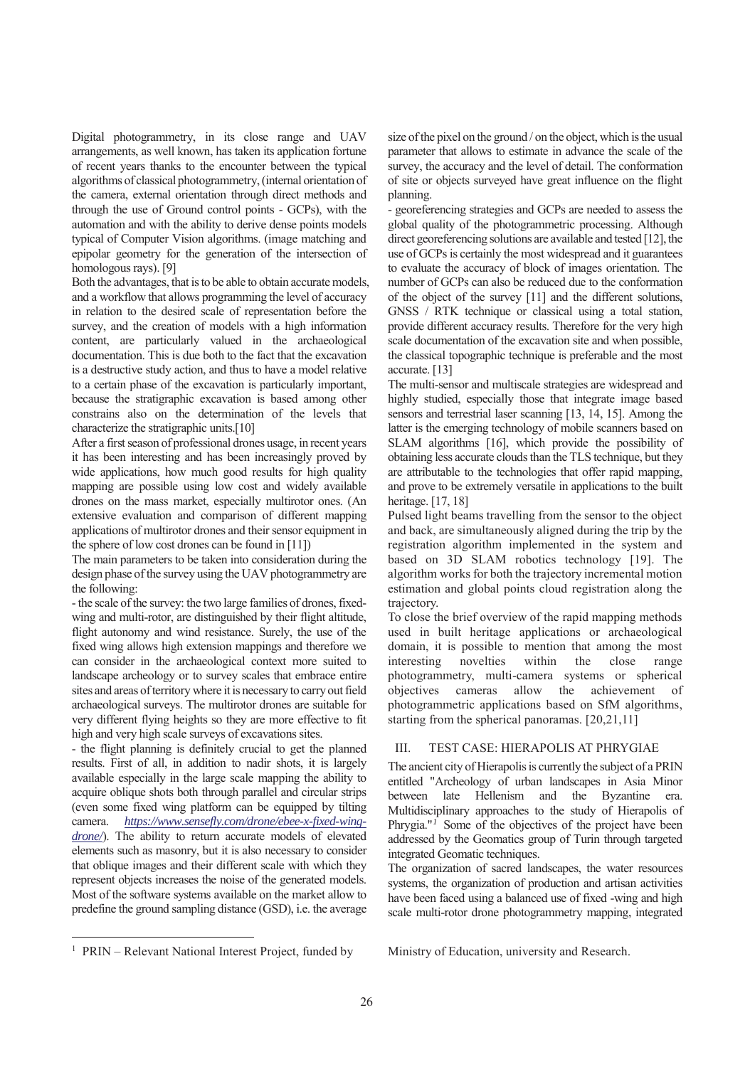Digital photogrammetry, in its close range and UAV arrangements, as well known, has taken its application fortune of recent years thanks to the encounter between the typical algorithms of classical photogrammetry, (internal orientation of the camera, external orientation through direct methods and through the use of Ground control points - GCPs), with the automation and with the ability to derive dense points models typical of Computer Vision algorithms. (image matching and epipolar geometry for the generation of the intersection of homologous rays). [9]

Both the advantages, that is to be able to obtain accurate models, and a workflow that allows programming the level of accuracy in relation to the desired scale of representation before the survey, and the creation of models with a high information content, are particularly valued in the archaeological documentation. This is due both to the fact that the excavation is a destructive study action, and thus to have a model relative to a certain phase of the excavation is particularly important, because the stratigraphic excavation is based among other constrains also on the determination of the levels that characterize the stratigraphic units.[10]

After a first season of professional drones usage, in recent years it has been interesting and has been increasingly proved by wide applications, how much good results for high quality mapping are possible using low cost and widely available drones on the mass market, especially multirotor ones. (An extensive evaluation and comparison of different mapping applications of multirotor drones and their sensor equipment in the sphere of low cost drones can be found in [11])

The main parameters to be taken into consideration during the design phase of the survey using the UAV photogrammetry are the following:

- the scale of the survey: the two large families of drones, fixed-wing and multi-rotor, are distinguished by their flight altitude, flight autonomy and wind resistance. Surely, the use of the fixed wing allows high extension mappings and therefore we can consider in the archaeological context more suited to landscape archeology or to survey scales that embrace entire sites and areas of territory where it is necessary to carry out field archaeological surveys. The multirotor drones are suitable for very different flying heights so they are more effective to fit high and very high scale surveys of excavations sites.
- the flight planning is definitely crucial to get the planned results. First of all, in addition to nadir shots, it is largely available especially in the large scale mapping the ability to acquire oblique shots both through parallel and circular strips (even some fixed wing platform can be equipped by tilting camera. *https://www.sensefly.com/drone/ebee-x-fixed-wing-drone/*). The ability to return accurate models of elevated elements such as masonry, but it is also necessary to consider that oblique images and their different scale with which they represent objects increases the noise of the generated models. Most of the software systems available on the market allow to predefine the ground sampling distance (GSD), i.e. the average size of the pixel on the ground / on the object, which is the usual parameter that allows to estimate in advance the scale of the survey, the accuracy and the level of detail. The conformation of site or objects surveyed have great influence on the flight planning.
- georeferencing strategies and GCPs are needed to assess the global quality of the photogrammetric processing. Although direct georeferencing solutions are available and tested [12], the use of GCPs is certainly the most widespread and it guarantees to evaluate the accuracy of block of images orientation. The number of GCPs can also be reduced due to the conformation of the object of the survey [11] and the different solutions, GNSS / RTK technique or classical using a total station, provide different accuracy results. Therefore for the very high scale documentation of the excavation site and when possible, the classical topographic technique is preferable and the most accurate. [13]

The multi-sensor and multiscale strategies are widespread and highly studied, especially those that integrate image based sensors and terrestrial laser scanning [13, 14, 15]. Among the latter is the emerging technology of mobile scanners based on SLAM algorithms [16], which provide the possibility of obtaining less accurate clouds than the TLS technique, but they are attributable to the technologies that offer rapid mapping, and prove to be extremely versatile in applications to the built heritage. [17, 18]

Pulsed light beams travelling from the sensor to the object and back, are simultaneously aligned during the trip by the registration algorithm implemented in the system and based on 3D SLAM robotics technology [19]. The algorithm works for both the trajectory incremental motion estimation and global points cloud registration along the trajectory.

To close the brief overview of the rapid mapping methods used in built heritage applications or archaeological domain, it is possible to mention that among the most interesting novelties within the close range photogrammetry, multi-camera systems or spherical objectives cameras allow the achievement of photogrammetric applications based on SfM algorithms, starting from the spherical panoramas. [20,21,11]

## III. TEST CASE: HIERAPOLIS AT PHRYGIAE

The ancient city of Hierapolis is currently the subject of a PRIN entitled "Archeology of urban landscapes in Asia Minor between late Hellenism and the Byzantine era. Multidisciplinary approaches to the study of Hierapolis of Phrygia."[1] Some of the objectives of the project have been addressed by the Geomatics group of Turin through targeted integrated Geomatic techniques.

The organization of sacred landscapes, the water resources systems, the organization of production and artisan activities have been faced using a balanced use of fixed -wing and high scale multi-rotor drone photogrammetry mapping, integrated

[1] PRIN – Relevant National Interest Project, funded by Ministry of Education, university and Research.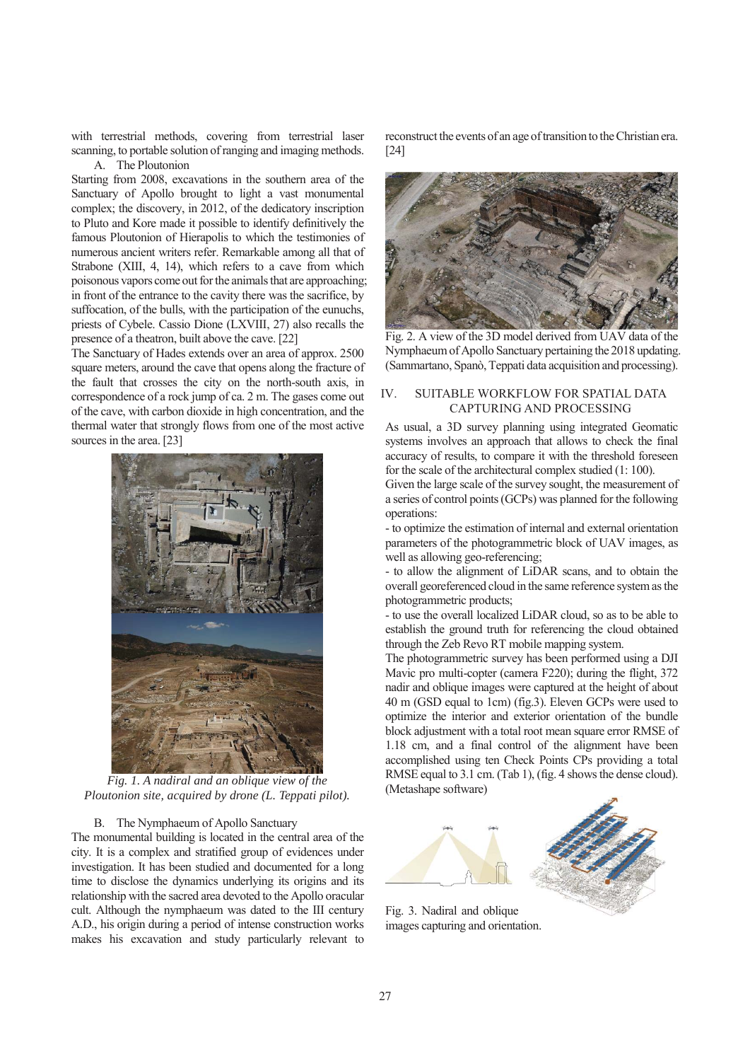with terrestrial methods, covering from terrestrial laser scanning, to portable solution of ranging and imaging methods.

### A. The Ploutonion

Starting from 2008, excavations in the southern area of the Sanctuary of Apollo brought to light a vast monumental complex; the discovery, in 2012, of the dedicatory inscription to Pluto and Kore made it possible to identify definitively the famous Ploutonion of Hierapolis to which the testimonies of numerous ancient writers refer. Remarkable among all that of Strabone (XIII, 4, 14), which refers to a cave from which poisonous vapors come out for the animals that are approaching; in front of the entrance to the cavity there was the sacrifice, by suffocation, of the bulls, with the participation of the eunuchs, priests of Cybele. Cassio Dione (LXVIII, 27) also recalls the presence of a theatron, built above the cave. [22]

The Sanctuary of Hades extends over an area of approx. 2500 square meters, around the cave that opens along the fracture of the fault that crosses the city on the north-south axis, in correspondence of a rock jump of ca. 2 m. The gases come out of the cave, with carbon dioxide in high concentration, and the thermal water that strongly flows from one of the most active sources in the area. [23]

*Fig. 1. A nadiral and an oblique view of the Ploutonion site, acquired by drone (L. Teppati pilot).*

### B. The Nymphaeum of Apollo Sanctuary

The monumental building is located in the central area of the city. It is a complex and stratified group of evidences under investigation. It has been studied and documented for a long time to disclose the dynamics underlying its origins and its relationship with the sacred area devoted to the Apollo oracular cult. Although the nymphaeum was dated to the III century A.D., his origin during a period of intense construction works makes his excavation and study particularly relevant to reconstruct the events of an age of transition to the Christian era. [24]

Fig. 2. A view of the 3D model derived from UAV data of the Nymphaeum of Apollo Sanctuary pertaining the 2018 updating. (Sammartano, Spanò, Teppati data acquisition and processing).

## IV. SUITABLE WORKFLOW FOR SPATIAL DATA CAPTURING AND PROCESSING

As usual, a 3D survey planning using integrated Geomatic systems involves an approach that allows to check the final accuracy of results, to compare it with the threshold foreseen for the scale of the architectural complex studied (1: 100).

Given the large scale of the survey sought, the measurement of a series of control points (GCPs) was planned for the following operations:

- to optimize the estimation of internal and external orientation parameters of the photogrammetric block of UAV images, as well as allowing geo-referencing;
- to allow the alignment of LiDAR scans, and to obtain the overall georeferenced cloud in the same reference system as the photogrammetric products;
- to use the overall localized LiDAR cloud, so as to be able to establish the ground truth for referencing the cloud obtained through the Zeb Revo RT mobile mapping system.

The photogrammetric survey has been performed using a DJI Mavic pro multi-copter (camera F220); during the flight, 372 nadir and oblique images were captured at the height of about 40 m (GSD equal to 1cm) (fig.3). Eleven GCPs were used to optimize the interior and exterior orientation of the bundle block adjustment with a total root mean square error RMSE of 1.18 cm, and a final control of the alignment have been accomplished using ten Check Points CPs providing a total RMSE equal to 3.1 cm. (Tab 1), (fig. 4 shows the dense cloud). (Metashape software)

Fig. 3. Nadiral and oblique images capturing and orientation.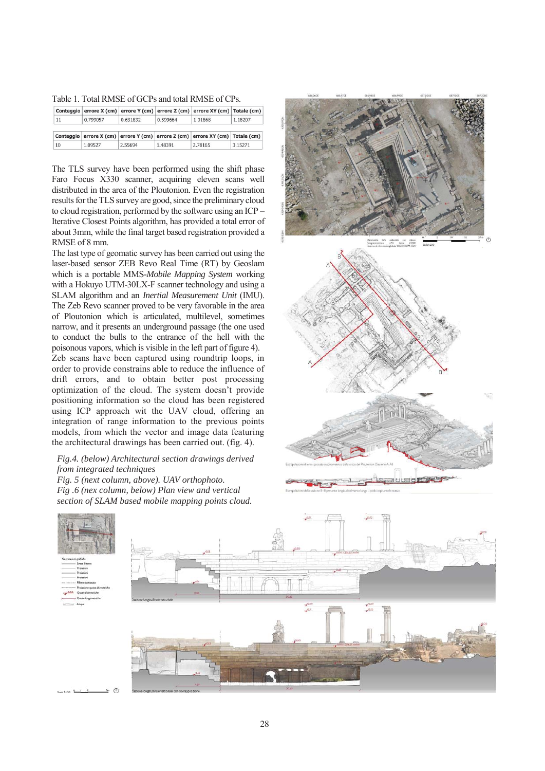Table 1. Total RMSE of GCPs and total RMSE of CPs.

| Conteggio | errore X (cm) | errore Y (cm) | errore Z (cm) | errore XY (cm) | Totale (cm) |
|---|---|---|---|---|---|
| 11 | 0.799057 | 0.631832 | 0.599664 | 1.01868 | 1.18207 |

| Conteggio | errore X (cm) | errore Y (cm) | errore Z (cm) | errore XY (cm) | Totale (cm) |
|---|---|---|---|---|---|
| 10 | 1.09527 | 2.55694 | 1.48391 | 2.78165 | 3.15271 |

The TLS survey have been performed using the shift phase Faro Focus X330 scanner, acquiring eleven scans well distributed in the area of the Ploutonion. Even the registration results for the TLS survey are good, since the preliminary cloud to cloud registration, performed by the software using an ICP – Iterative Closest Points algorithm, has provided a total error of about 3mm, while the final target based registration provided a RMSE of 8 mm.

The last type of geomatic survey has been carried out using the laser-based sensor ZEB Revo Real Time (RT) by Geoslam which is a portable MMS-*Mobile Mapping System* working with a Hokuyo UTM-30LX-F scanner technology and using a SLAM algorithm and an *Inertial Measurement Unit* (IMU). The Zeb Revo scanner proved to be very favorable in the area of Ploutonion which is articulated, multilevel, sometimes narrow, and it presents an underground passage (the one used to conduct the bulls to the entrance of the hell with the poisonous vapors, which is visible in the left part of figure 4).

Zeb scans have been captured using roundtrip loops, in order to provide constrains able to reduce the influence of drift errors, and to obtain better post processing optimization of the cloud. The system doesn't provide positioning information so the cloud has been registered using ICP approach wit the UAV cloud, offering an integration of range information to the previous points models, from which the vector and image data featuring the architectural drawings has been carried out. (fig. 4).

*Fig.4. (below) Architectural section drawings derived from integrated techniques*

*Fig. 5 (next column, above). UAV orthophoto.*

*Fig .6 (nex column, below) Plan view and vertical section of SLAM based mobile mapping points cloud.*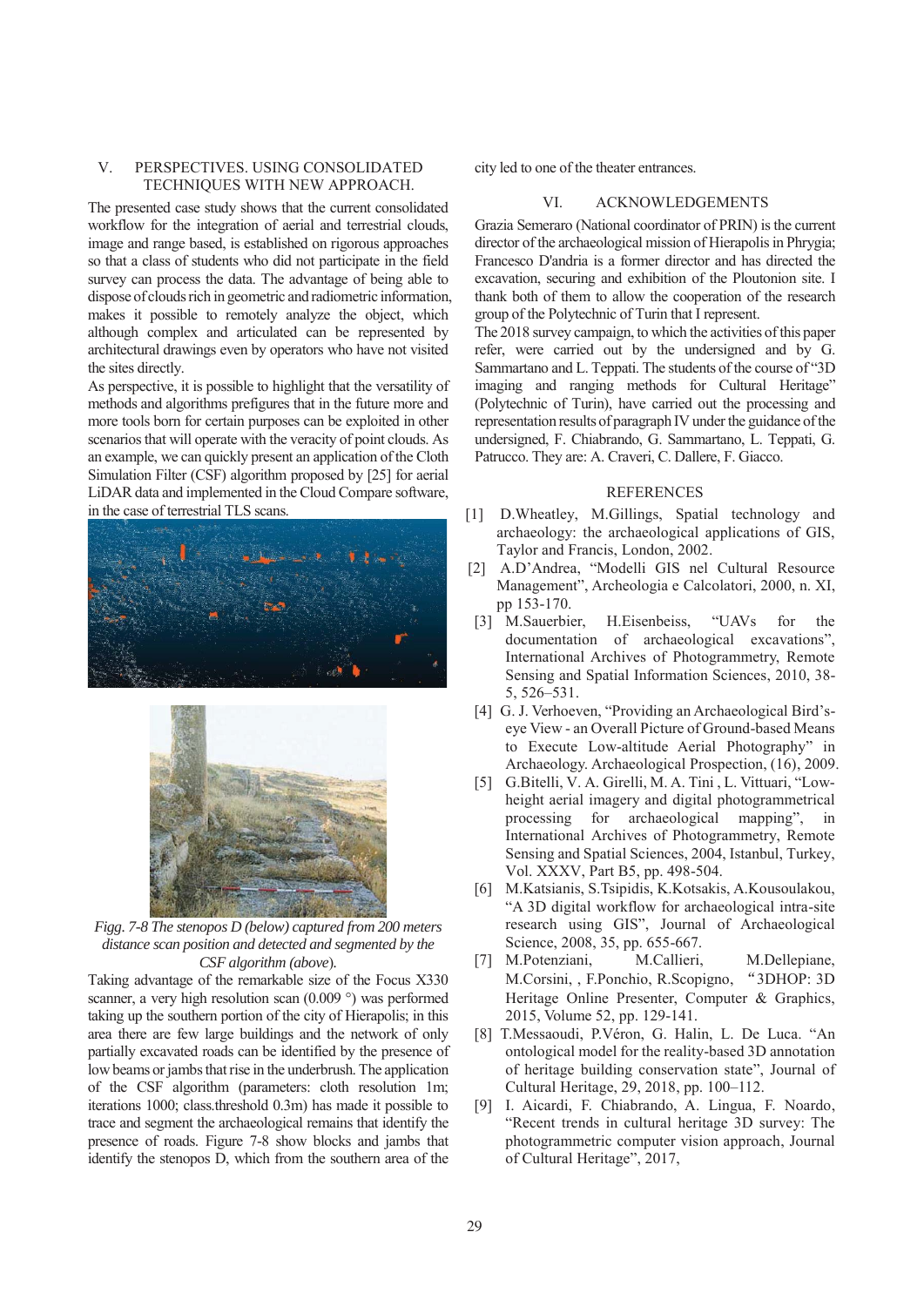## V. PERSPECTIVES. USING CONSOLIDATED TECHNIQUES WITH NEW APPROACH.

The presented case study shows that the current consolidated workflow for the integration of aerial and terrestrial clouds, image and range based, is established on rigorous approaches so that a class of students who did not participate in the field survey can process the data. The advantage of being able to dispose of clouds rich in geometric and radiometric information, makes it possible to remotely analyze the object, which although complex and articulated can be represented by architectural drawings even by operators who have not visited the sites directly.

As perspective, it is possible to highlight that the versatility of methods and algorithms prefigures that in the future more and more tools born for certain purposes can be exploited in other scenarios that will operate with the veracity of point clouds. As an example, we can quickly present an application of the Cloth Simulation Filter (CSF) algorithm proposed by [25] for aerial LiDAR data and implemented in the Cloud Compare software, in the case of terrestrial TLS scans.

*Figg. 7-8 The stenopos D (below) captured from 200 meters distance scan position and detected and segmented by the CSF algorithm (above).*

Taking advantage of the remarkable size of the Focus X330 scanner, a very high resolution scan (0.009 °) was performed taking up the southern portion of the city of Hierapolis; in this area there are few large buildings and the network of only partially excavated roads can be identified by the presence of low beams or jambs that rise in the underbrush. The application of the CSF algorithm (parameters: cloth resolution 1m; iterations 1000; class.threshold 0.3m) has made it possible to trace and segment the archaeological remains that identify the presence of roads. Figure 7-8 show blocks and jambs that identify the stenopos D, which from the southern area of the city led to one of the theater entrances.

## VI. ACKNOWLEDGEMENTS

Grazia Semeraro (National coordinator of PRIN) is the current director of the archaeological mission of Hierapolis in Phrygia; Francesco D'andria is a former director and has directed the excavation, securing and exhibition of the Ploutonion site. I thank both of them to allow the cooperation of the research group of the Polytechnic of Turin that I represent.

The 2018 survey campaign, to which the activities of this paper refer, were carried out by the undersigned and by G. Sammartano and L. Teppati. The students of the course of "3D imaging and ranging methods for Cultural Heritage" (Polytechnic of Turin), have carried out the processing and representation results of paragraph IV under the guidance of the undersigned, F. Chiabrando, G. Sammartano, L. Teppati, G. Patrucco. They are: A. Craveri, C. Dallere, F. Giacco.

## REFERENCES

[1] D.Wheatley, M.Gillings, Spatial technology and archaeology: the archaeological applications of GIS, Taylor and Francis, London, 2002.

[2] A.D'Andrea, "Modelli GIS nel Cultural Resource Management", Archeologia e Calcolatori, 2000, n. XI, pp 153-170.

[3] M.Sauerbier, H.Eisenbeiss, "UAVs for the documentation of archaeological excavations", International Archives of Photogrammetry, Remote Sensing and Spatial Information Sciences, 2010, 38-5, 526–531.

[4] G. J. Verhoeven, "Providing an Archaeological Bird's-eye View - an Overall Picture of Ground-based Means to Execute Low-altitude Aerial Photography" in Archaeology. Archaeological Prospection, (16), 2009.

[5] G.Bitelli, V. A. Girelli, M. A. Tini , L. Vittuari, "Low-height aerial imagery and digital photogrammetrical processing for archaeological mapping", in International Archives of Photogrammetry, Remote Sensing and Spatial Sciences, 2004, Istanbul, Turkey, Vol. XXXV, Part B5, pp. 498-504.

[6] M.Katsianis, S.Tsipidis, K.Kotsakis, A.Kousoulakou, "A 3D digital workflow for archaeological intra-site research using GIS", Journal of Archaeological Science, 2008, 35, pp. 655-667.

[7] M.Potenziani, M.Callieri, M.Dellepiane, M.Corsini, , F.Ponchio, R.Scopigno, "3DHOP: 3D Heritage Online Presenter, Computer & Graphics, 2015, Volume 52, pp. 129-141.

[8] T.Messaoudi, P.Véron, G. Halin, L. De Luca. "An ontological model for the reality-based 3D annotation of heritage building conservation state", Journal of Cultural Heritage, 29, 2018, pp. 100–112.

[9] I. Aicardi, F. Chiabrando, A. Lingua, F. Noardo, "Recent trends in cultural heritage 3D survey: The photogrammetric computer vision approach, Journal of Cultural Heritage", 2017,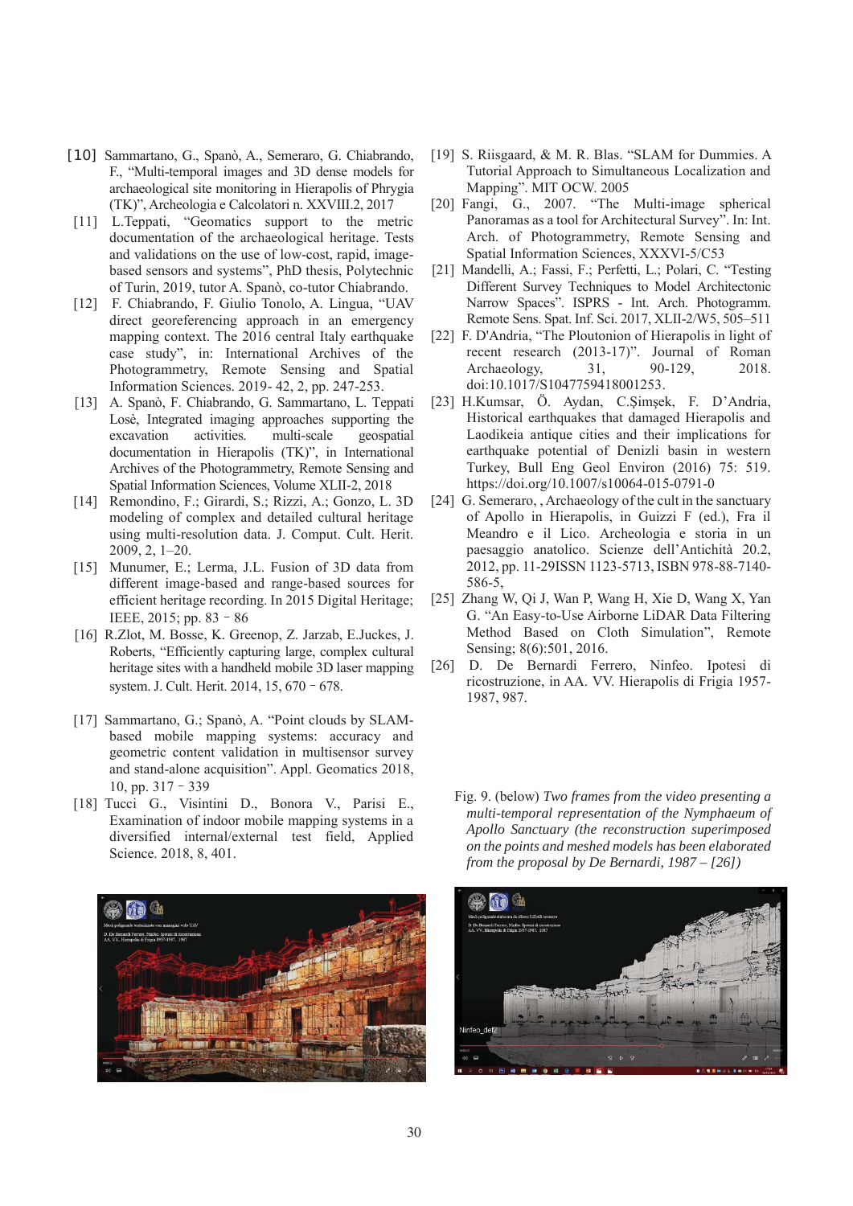[10] Sammartano, G., Spanò, A., Semeraro, G. Chiabrando, F., "Multi-temporal images and 3D dense models for archaeological site monitoring in Hierapolis of Phrygia (TK)", Archeologia e Calcolatori n. XXVIII.2, 2017

[11] L.Teppati, "Geomatics support to the metric documentation of the archaeological heritage. Tests and validations on the use of low-cost, rapid, image-based sensors and systems", PhD thesis, Polytechnic of Turin, 2019, tutor A. Spanò, co-tutor Chiabrando.

[12] F. Chiabrando, F. Giulio Tonolo, A. Lingua, "UAV direct georeferencing approach in an emergency mapping context. The 2016 central Italy earthquake case study", in: International Archives of the Photogrammetry, Remote Sensing and Spatial Information Sciences. 2019- 42, 2, pp. 247-253.

[13] A. Spanò, F. Chiabrando, G. Sammartano, L. Teppati Losè, Integrated imaging approaches supporting the excavation activities. multi-scale geospatial documentation in Hierapolis (TK)", in International Archives of the Photogrammetry, Remote Sensing and Spatial Information Sciences, Volume XLII-2, 2018

[14] Remondino, F.; Girardi, S.; Rizzi, A.; Gonzo, L. 3D modeling of complex and detailed cultural heritage using multi-resolution data. J. Comput. Cult. Herit. 2009, 2, 1–20.

[15] Munumer, E.; Lerma, J.L. Fusion of 3D data from different image-based and range-based sources for efficient heritage recording. In 2015 Digital Heritage; IEEE, 2015; pp. 83 – 86

[16] R.Zlot, M. Bosse, K. Greenop, Z. Jarzab, E.Juckes, J. Roberts, "Efficiently capturing large, complex cultural heritage sites with a handheld mobile 3D laser mapping system. J. Cult. Herit. 2014, 15, 670 – 678.

[17] Sammartano, G.; Spanò, A. "Point clouds by SLAM-based mobile mapping systems: accuracy and geometric content validation in multisensor survey and stand-alone acquisition". Appl. Geomatics 2018, 10, pp. 317 – 339

[18] Tucci G., Visintini D., Bonora V., Parisi E., Examination of indoor mobile mapping systems in a diversified internal/external test field, Applied Science. 2018, 8, 401.

[19] S. Riisgaard, & M. R. Blas. "SLAM for Dummies. A Tutorial Approach to Simultaneous Localization and Mapping". MIT OCW. 2005

[20] Fangi, G., 2007. "The Multi-image spherical Panoramas as a tool for Architectural Survey". In: Int. Arch. of Photogrammetry, Remote Sensing and Spatial Information Sciences, XXXVI-5/C53

[21] Mandelli, A.; Fassi, F.; Perfetti, L.; Polari, C. "Testing Different Survey Techniques to Model Architectonic Narrow Spaces". ISPRS - Int. Arch. Photogramm. Remote Sens. Spat. Inf. Sci. 2017, XLII-2/W5, 505–511

[22] F. D'Andria, "The Ploutonion of Hierapolis in light of recent research (2013-17)". Journal of Roman Archaeology, 31, 90-129, 2018. doi:10.1017/S1047759418001253.

[23] H.Kumsar, Ö. Aydan, C.Şimşek, F. D'Andria, Historical earthquakes that damaged Hierapolis and Laodikeia antique cities and their implications for earthquake potential of Denizli basin in western Turkey, Bull Eng Geol Environ (2016) 75: 519. https://doi.org/10.1007/s10064-015-0791-0

[24] G. Semeraro, , Archaeology of the cult in the sanctuary of Apollo in Hierapolis, in Guizzi F (ed.), Fra il Meandro e il Lico. Archeologia e storia in un paesaggio anatolico. Scienze dell'Antichità 20.2, 2012, pp. 11-29ISSN 1123-5713, ISBN 978-88-7140-586-5,

[25] Zhang W, Qi J, Wan P, Wang H, Xie D, Wang X, Yan G. "An Easy-to-Use Airborne LiDAR Data Filtering Method Based on Cloth Simulation", Remote Sensing; 8(6):501, 2016.

[26] D. De Bernardi Ferrero, Ninfeo. Ipotesi di ricostruzione, in AA. VV. Hierapolis di Frigia 1957-1987, 987.

Fig. 9. (below) *Two frames from the video presenting a multi-temporal representation of the Nymphaeum of Apollo Sanctuary (the reconstruction superimposed on the points and meshed models has been elaborated from the proposal by De Bernardi, 1987 – [26])*